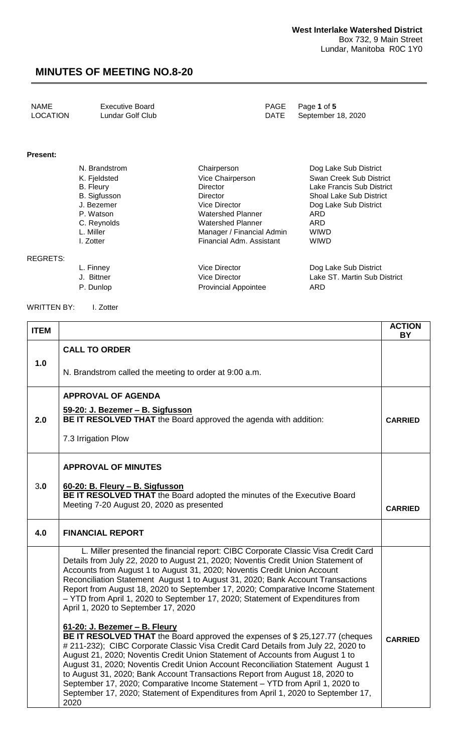**West Interlake Watershed District**
Box 732, 9 Main Street
Lundar, Manitoba R0C 1Y0

# MINUTES OF MEETING NO.8-20

| | | | |
|---|---|---|---|
| NAME | Executive Board | PAGE | Page **1** of **5** |
| LOCATION | Lundar Golf Club | DATE | September 18, 2020 |

**Present:**

| | | |
|---|---|---|
| N. Brandstrom | Chairperson | Dog Lake Sub District |
| K. Fjeldsted | Vice Chairperson | Swan Creek Sub District |
| B. Fleury | Director | Lake Francis Sub District |
| B. Sigfusson | Director | Shoal Lake Sub District |
| J. Bezemer | Vice Director | Dog Lake Sub District |
| P. Watson | Watershed Planner | ARD |
| C. Reynolds | Watershed Planner | ARD |
| L. Miller | Manager / Financial Admin | WIWD |
| I. Zotter | Financial Adm. Assistant | WIWD |

REGRETS:

| | | |
|---|---|---|
| L. Finney | Vice Director | Dog Lake Sub District |
| J. Bittner | Vice Director | Lake ST. Martin Sub District |
| P. Dunlop | Provincial Appointee | ARD |

WRITTEN BY: I. Zotter

| ITEM | | ACTION BY |
|---|---|---|
| 1.0 | **CALL TO ORDER**<br><br>N. Brandstrom called the meeting to order at 9:00 a.m. | |
| 2.0 | **APPROVAL OF AGENDA**<br><br>**59-20: J. Bezemer – B. Sigfusson**<br>**BE IT RESOLVED THAT** the Board approved the agenda with addition:<br><br>7.3 Irrigation Plow | **CARRIED** |
| 3.0 | **APPROVAL OF MINUTES**<br><br>**60-20: B. Fleury – B. Sigfusson**<br>**BE IT RESOLVED THAT** the Board adopted the minutes of the Executive Board Meeting 7-20 August 20, 2020 as presented | **CARRIED** |
| 4.0 | **FINANCIAL REPORT** | |
| | L. Miller presented the financial report: CIBC Corporate Classic Visa Credit Card Details from July 22, 2020 to August 21, 2020; Noventis Credit Union Statement of Accounts from August 1 to August 31, 2020; Noventis Credit Union Account Reconciliation Statement August 1 to August 31, 2020; Bank Account Transactions Report from August 18, 2020 to September 17, 2020; Comparative Income Statement – YTD from April 1, 2020 to September 17, 2020; Statement of Expenditures from April 1, 2020 to September 17, 2020<br><br>**61-20: J. Bezemer – B. Fleury**<br>**BE IT RESOLVED THAT** the Board approved the expenses of $ 25,127.77 (cheques # 211-232); CIBC Corporate Classic Visa Credit Card Details from July 22, 2020 to August 21, 2020; Noventis Credit Union Statement of Accounts from August 1 to August 31, 2020; Noventis Credit Union Account Reconciliation Statement August 1 to August 31, 2020; Bank Account Transactions Report from August 18, 2020 to September 17, 2020; Comparative Income Statement – YTD from April 1, 2020 to September 17, 2020; Statement of Expenditures from April 1, 2020 to September 17, 2020 | **CARRIED** |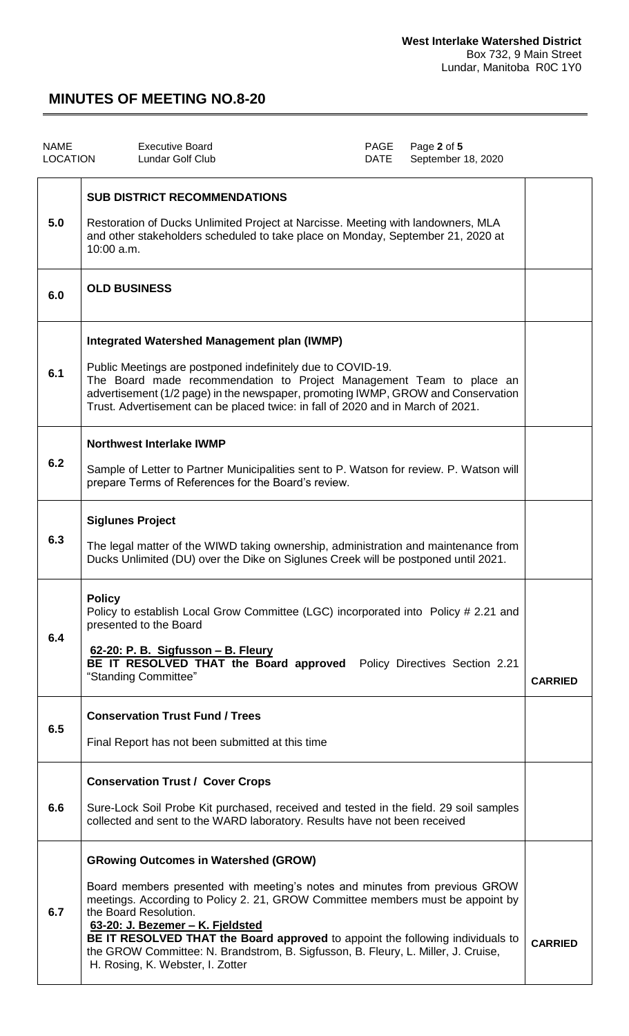**West Interlake Watershed District**
Box 732, 9 Main Street
Lundar, Manitoba R0C 1Y0

# MINUTES OF MEETING NO.8-20

| NAME | Executive Board | PAGE | Page **2** of **5** |
|---|---|---|---|
| LOCATION | Lundar Golf Club | DATE | September 18, 2020 |

| | | |
|---|---|---|
| **5.0** | **SUB DISTRICT RECOMMENDATIONS**<br><br>Restoration of Ducks Unlimited Project at Narcisse. Meeting with landowners, MLA and other stakeholders scheduled to take place on Monday, September 21, 2020 at 10:00 a.m. | |
| **6.0** | **OLD BUSINESS** | |
| **6.1** | **Integrated Watershed Management plan (IWMP)**<br><br>Public Meetings are postponed indefinitely due to COVID-19.<br>The Board made recommendation to Project Management Team to place an advertisement (1/2 page) in the newspaper, promoting IWMP, GROW and Conservation Trust. Advertisement can be placed twice: in fall of 2020 and in March of 2021. | |
| **6.2** | **Northwest Interlake IWMP**<br><br>Sample of Letter to Partner Municipalities sent to P. Watson for review. P. Watson will prepare Terms of References for the Board's review. | |
| **6.3** | **Siglunes Project**<br><br>The legal matter of the WIWD taking ownership, administration and maintenance from Ducks Unlimited (DU) over the Dike on Siglunes Creek will be postponed until 2021. | |
| **6.4** | **Policy**<br>Policy to establish Local Grow Committee (LGC) incorporated into Policy # 2.21 and presented to the Board<br><br>**62-20: P. B. Sigfusson – B. Fleury**<br>**BE IT RESOLVED THAT the Board approved** Policy Directives Section 2.21 "Standing Committee" | **CARRIED** |
| **6.5** | **Conservation Trust Fund / Trees**<br><br>Final Report has not been submitted at this time | |
| **6.6** | **Conservation Trust / Cover Crops**<br><br>Sure-Lock Soil Probe Kit purchased, received and tested in the field. 29 soil samples collected and sent to the WARD laboratory. Results have not been received | |
| **6.7** | **GRowing Outcomes in Watershed (GROW)**<br><br>Board members presented with meeting's notes and minutes from previous GROW meetings. According to Policy 2. 21, GROW Committee members must be appoint by the Board Resolution.<br>**63-20: J. Bezemer – K. Fjeldsted**<br>**BE IT RESOLVED THAT the Board approved** to appoint the following individuals to the GROW Committee: N. Brandstrom, B. Sigfusson, B. Fleury, L. Miller, J. Cruise, H. Rosing, K. Webster, I. Zotter | **CARRIED** |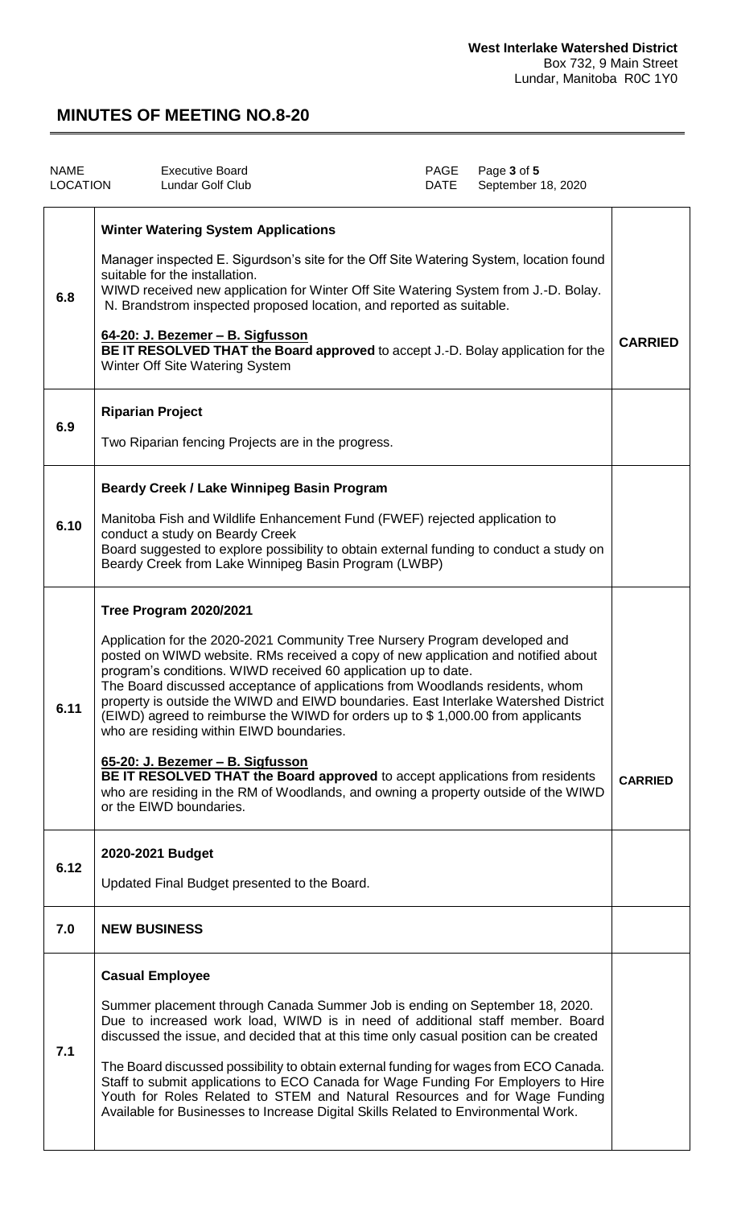| NAME | Executive Board | PAGE | Page 3 of 5 |
|---|---|---|---|
| LOCATION | Lundar Golf Club | DATE | September 18, 2020 |

| | | |
|---|---|---|
| 6.8 | **Winter Watering System Applications**<br><br>Manager inspected E. Sigurdson's site for the Off Site Watering System, location found suitable for the installation.<br>WIWD received new application for Winter Off Site Watering System from J.-D. Bolay. N. Brandstrom inspected proposed location, and reported as suitable.<br><br>**64-20: J. Bezemer – B. Sigfusson**<br>**BE IT RESOLVED THAT the Board approved** to accept J.-D. Bolay application for the Winter Off Site Watering System | **CARRIED** |
| 6.9 | **Riparian Project**<br><br>Two Riparian fencing Projects are in the progress. | |
| 6.10 | **Beardy Creek / Lake Winnipeg Basin Program**<br><br>Manitoba Fish and Wildlife Enhancement Fund (FWEF) rejected application to conduct a study on Beardy Creek<br>Board suggested to explore possibility to obtain external funding to conduct a study on Beardy Creek from Lake Winnipeg Basin Program (LWBP) | |
| 6.11 | **Tree Program 2020/2021**<br><br>Application for the 2020-2021 Community Tree Nursery Program developed and posted on WIWD website. RMs received a copy of new application and notified about program's conditions. WIWD received 60 application up to date.<br>The Board discussed acceptance of applications from Woodlands residents, whom property is outside the WIWD and EIWD boundaries. East Interlake Watershed District (EIWD) agreed to reimburse the WIWD for orders up to $ 1,000.00 from applicants who are residing within EIWD boundaries.<br><br>**65-20: J. Bezemer – B. Sigfusson**<br>**BE IT RESOLVED THAT the Board approved** to accept applications from residents who are residing in the RM of Woodlands, and owning a property outside of the WIWD or the EIWD boundaries. | **CARRIED** |
| 6.12 | **2020-2021 Budget**<br><br>Updated Final Budget presented to the Board. | |
| 7.0 | **NEW BUSINESS** | |
| 7.1 | **Casual Employee**<br><br>Summer placement through Canada Summer Job is ending on September 18, 2020. Due to increased work load, WIWD is in need of additional staff member. Board discussed the issue, and decided that at this time only casual position can be created<br><br>The Board discussed possibility to obtain external funding for wages from ECO Canada. Staff to submit applications to ECO Canada for Wage Funding For Employers to Hire Youth for Roles Related to STEM and Natural Resources and for Wage Funding Available for Businesses to Increase Digital Skills Related to Environmental Work. | |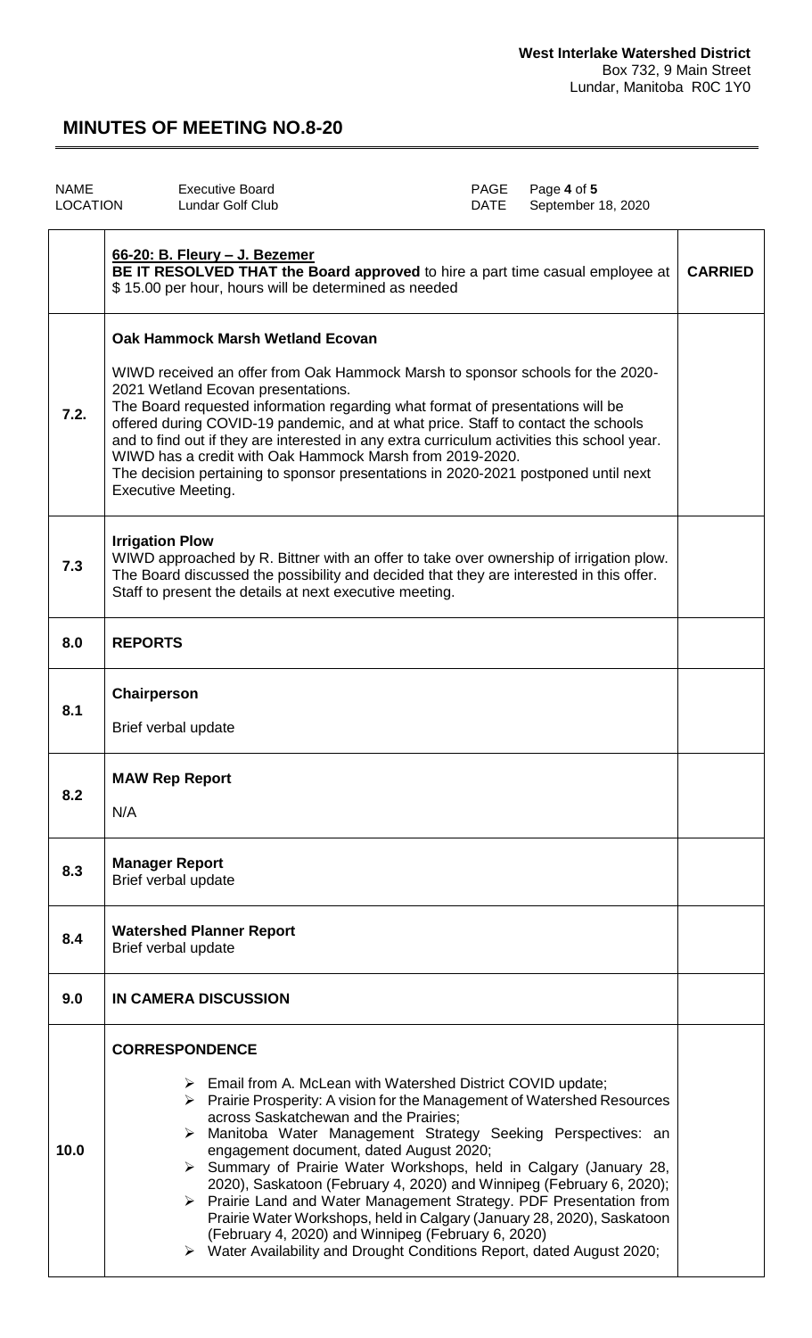**West Interlake Watershed District**
Box 732, 9 Main Street
Lundar, Manitoba R0C 1Y0

# MINUTES OF MEETING NO.8-20

| NAME | Executive Board | PAGE | Page 4 of 5 |
|---|---|---|---|
| LOCATION | Lundar Golf Club | DATE | September 18, 2020 |

| | | |
|---|---|---|
| | <u>**66-20: B. Fleury – J. Bezemer**</u><br>**BE IT RESOLVED THAT the Board approved** to hire a part time casual employee at $ 15.00 per hour, hours will be determined as needed | **CARRIED** |
| 7.2. | **Oak Hammock Marsh Wetland Ecovan**<br><br>WIWD received an offer from Oak Hammock Marsh to sponsor schools for the 2020-2021 Wetland Ecovan presentations.<br>The Board requested information regarding what format of presentations will be offered during COVID-19 pandemic, and at what price. Staff to contact the schools and to find out if they are interested in any extra curriculum activities this school year.<br>WIWD has a credit with Oak Hammock Marsh from 2019-2020.<br>The decision pertaining to sponsor presentations in 2020-2021 postponed until next Executive Meeting. | |
| 7.3 | **Irrigation Plow**<br>WIWD approached by R. Bittner with an offer to take over ownership of irrigation plow. The Board discussed the possibility and decided that they are interested in this offer. Staff to present the details at next executive meeting. | |
| 8.0 | **REPORTS** | |
| 8.1 | **Chairperson**<br><br>Brief verbal update | |
| 8.2 | **MAW Rep Report**<br><br>N/A | |
| 8.3 | **Manager Report**<br>Brief verbal update | |
| 8.4 | **Watershed Planner Report**<br>Brief verbal update | |
| 9.0 | **IN CAMERA DISCUSSION** | |
| 10.0 | **CORRESPONDENCE**<br><br>➢ Email from A. McLean with Watershed District COVID update;<br>➢ Prairie Prosperity: A vision for the Management of Watershed Resources across Saskatchewan and the Prairies;<br>➢ Manitoba Water Management Strategy Seeking Perspectives: an engagement document, dated August 2020;<br>➢ Summary of Prairie Water Workshops, held in Calgary (January 28, 2020), Saskatoon (February 4, 2020) and Winnipeg (February 6, 2020);<br>➢ Prairie Land and Water Management Strategy. PDF Presentation from Prairie Water Workshops, held in Calgary (January 28, 2020), Saskatoon (February 4, 2020) and Winnipeg (February 6, 2020)<br>➢ Water Availability and Drought Conditions Report, dated August 2020; | |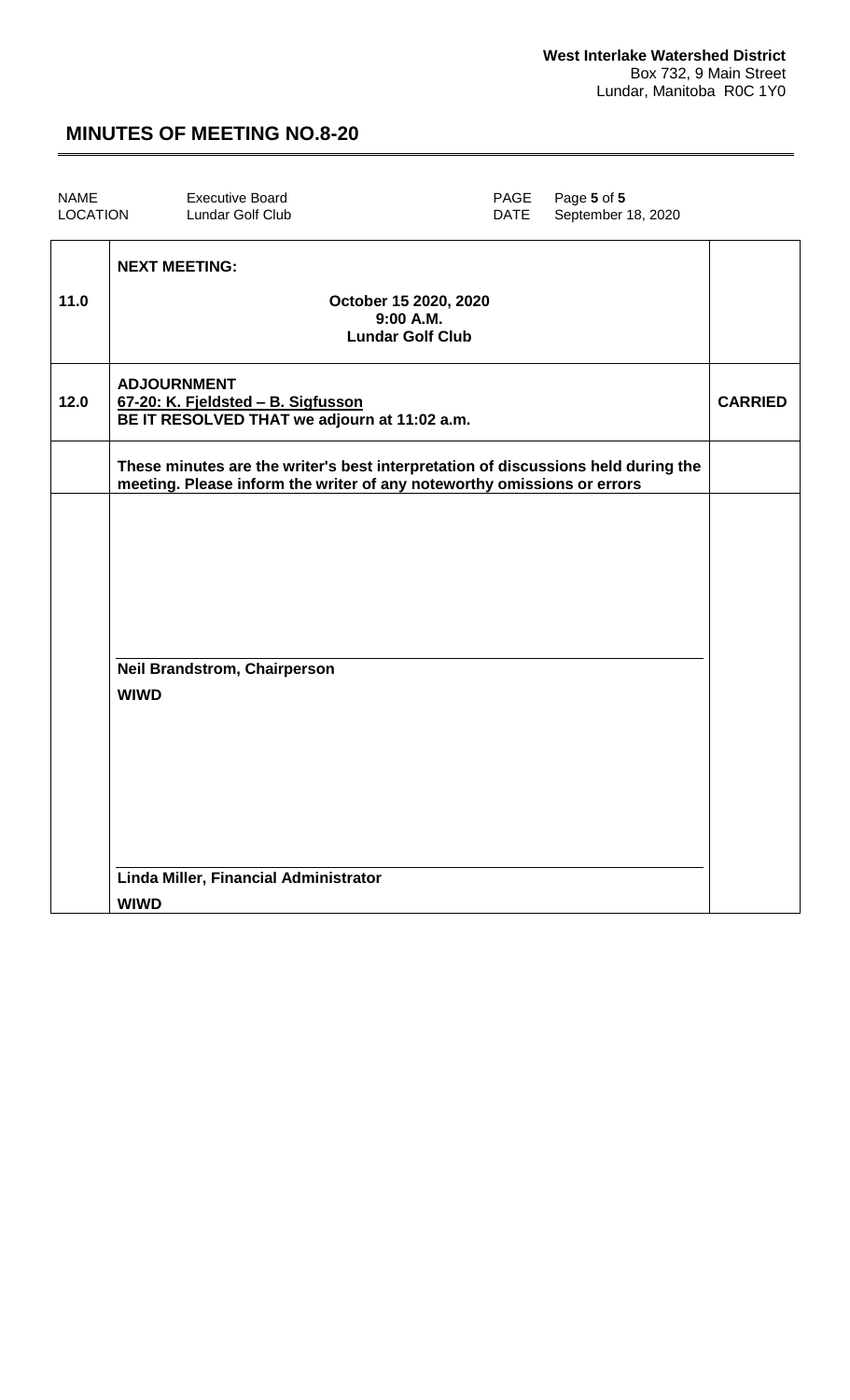**West Interlake Watershed District**
Box 732, 9 Main Street
Lundar, Manitoba R0C 1Y0

# MINUTES OF MEETING NO.8-20

| | | | |
|---|---|---|---|
| NAME | Executive Board | PAGE | Page **5** of **5** |
| LOCATION | Lundar Golf Club | DATE | September 18, 2020 |

| | | |
|---|---|---|
| **11.0** | **NEXT MEETING:**<br><br>**October 15 2020, 2020**<br>**9:00 A.M.**<br>**Lundar Golf Club** | |
| **12.0** | **ADJOURNMENT**<br>**67-20: K. Fjeldsted – B. Sigfusson**<br>**BE IT RESOLVED THAT we adjourn at 11:02 a.m.** | **CARRIED** |
| | **These minutes are the writer's best interpretation of discussions held during the meeting. Please inform the writer of any noteworthy omissions or errors** | |
| | **Neil Brandstrom, Chairperson**<br>**WIWD**<br><br>**Linda Miller, Financial Administrator**<br>**WIWD** | |